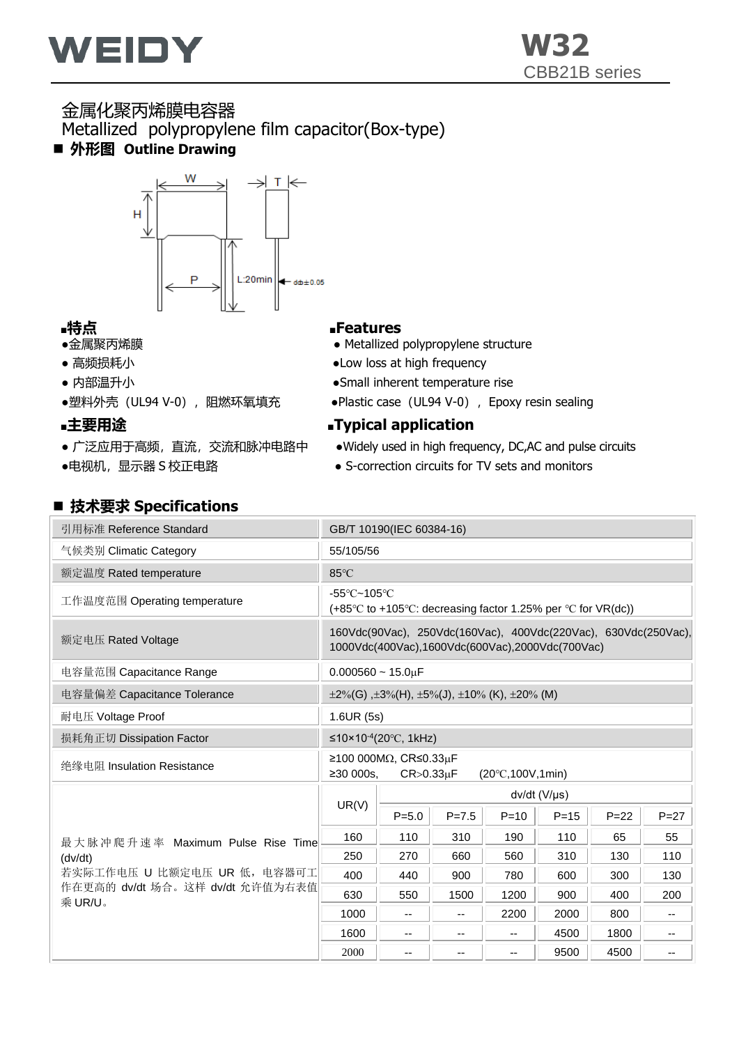# WEIDY

**W32**
CBB21B series

## 金属化聚丙烯膜电容器
## Metallized polypropylene film capacitor(Box-type)

### ■ 外形图 Outline Drawing

W　T　H　P　L:20min　d±0.05

### ▪特点

- 金属聚丙烯膜
- 高频损耗小
- 内部温升小
- 塑料外壳（UL94 V-0），阻燃环氧填充

### ▪Features

- Metallized polypropylene structure
- Low loss at high frequency
- Small inherent temperature rise
- Plastic case（UL94 V-0），Epoxy resin sealing

### ▪主要用途

- 广泛应用于高频，直流，交流和脉冲电路中
- 电视机，显示器 S 校正电路

### ▪Typical application

- Widely used in high frequency, DC,AC and pulse circuits
- S-correction circuits for TV sets and monitors

### ■ 技术要求 Specifications

| 项目 | 要求 |
|---|---|
| 引用标准 Reference Standard | GB/T 10190(IEC 60384-16) |
| 气候类别 Climatic Category | 55/105/56 |
| 额定温度 Rated temperature | 85℃ |
| 工作温度范围 Operating temperature | -55℃~105℃<br>(+85℃ to +105℃: decreasing factor 1.25% per ℃ for VR(dc)) |
| 额定电压 Rated Voltage | 160Vdc(90Vac), 250Vdc(160Vac), 400Vdc(220Vac), 630Vdc(250Vac), 1000Vdc(400Vac),1600Vdc(600Vac),2000Vdc(700Vac) |
| 电容量范围 Capacitance Range | 0.000560 ~ 15.0μF |
| 电容量偏差 Capacitance Tolerance | ±2%(G) ,±3%(H), ±5%(J), ±10% (K), ±20% (M) |
| 耐电压 Voltage Proof | 1.6UR (5s) |
| 损耗角正切 Dissipation Factor | ≤10×$10^{-4}$(20℃, 1kHz) |
| 绝缘电阻 Insulation Resistance | ≥100 000MΩ, CR≤0.33μF<br>≥30 000s, CR>0.33μF (20℃,100V,1min) |

最大脉冲爬升速率 Maximum Pulse Rise Time (dv/dt)
若实际工作电压 U 比额定电压 UR 低，电容器可工作在更高的 dv/dt 场合。这样 dv/dt 允许值为右表值乘 UR/U。

| UR(V) | dv/dt (V/μs) | | | | | |
|---|---|---|---|---|---|---|
| | P=5.0 | P=7.5 | P=10 | P=15 | P=22 | P=27 |
| 160 | 110 | 310 | 190 | 110 | 65 | 55 |
| 250 | 270 | 660 | 560 | 310 | 130 | 110 |
| 400 | 440 | 900 | 780 | 600 | 300 | 130 |
| 630 | 550 | 1500 | 1200 | 900 | 400 | 200 |
| 1000 | -- | -- | 2200 | 2000 | 800 | -- |
| 1600 | -- | -- | -- | 4500 | 1800 | -- |
| 2000 | -- | -- | -- | 9500 | 4500 | -- |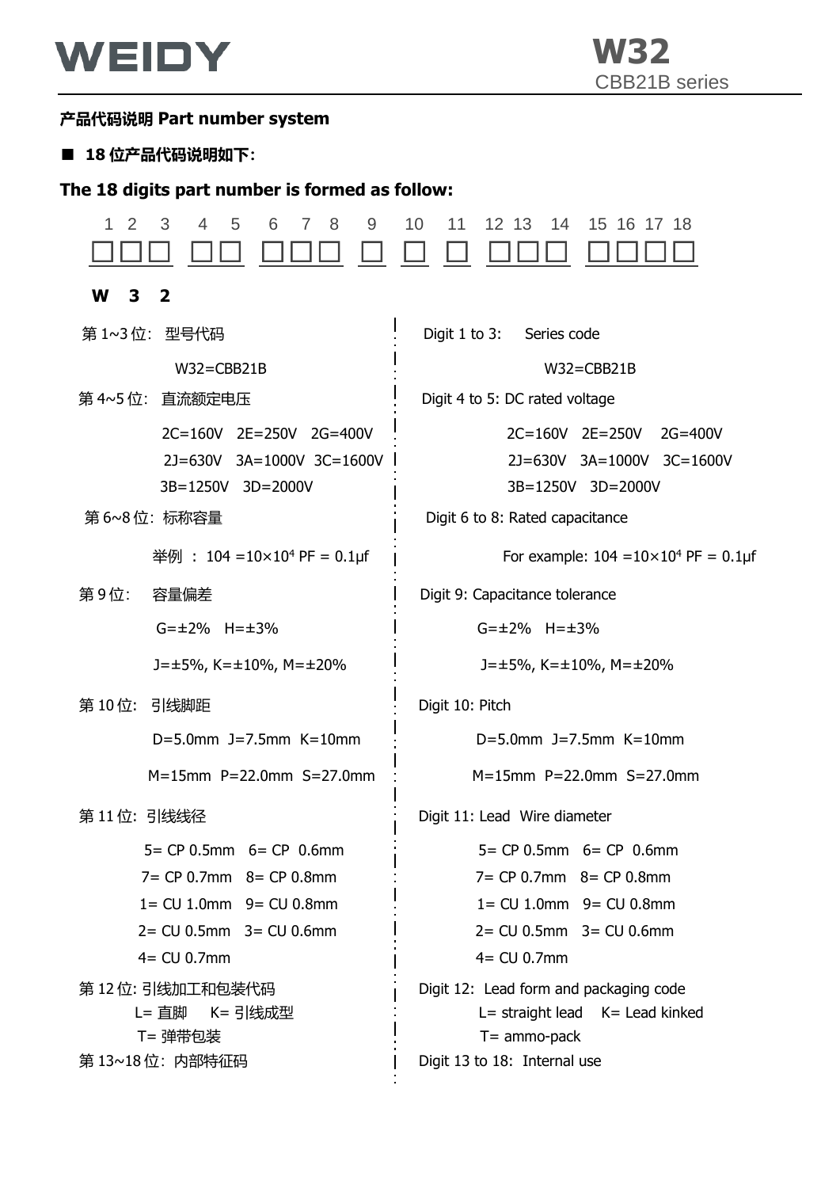**产品代码说明 Part number system**

■ **18 位产品代码说明如下:**

**The 18 digits part number is formed as follow:**

| 1 | 2 | 3 | 4 | 5 | 6 | 7 | 8 | 9 | 10 | 11 | 12 | 13 | 14 | 15 | 16 | 17 | 18 |
|---|---|---|---|---|---|---|---|---|---|---|---|---|---|---|---|---|---|
| □ | □ | □ | □ | □ | □ | □ | □ | □ | □ | □ | □ | □ | □ | □ | □ | □ | □ |
| **W** | **3** | **2** | | | | | | | | | | | | | | | |

第 1~3 位: 型号代码

W32=CBB21B

第 4~5 位: 直流额定电压

2C=160V 2E=250V 2G=400V
2J=630V 3A=1000V 3C=1600V
3B=1250V 3D=2000V

第 6~8 位: 标称容量

举例 : 104 =10×$10^4$ PF = 0.1μf

第 9 位: 容量偏差

G=±2% H=±3%
J=±5%, K=±10%, M=±20%

第 10 位: 引线脚距

D=5.0mm J=7.5mm K=10mm
M=15mm P=22.0mm S=27.0mm

第 11 位: 引线线径

5= CP 0.5mm 6= CP 0.6mm
7= CP 0.7mm 8= CP 0.8mm
1= CU 1.0mm 9= CU 0.8mm
2= CU 0.5mm 3= CU 0.6mm
4= CU 0.7mm

第 12 位: 引线加工和包装代码

L= 直脚 K= 引线成型
T= 弹带包装

第 13~18 位: 内部特征码

Digit 1 to 3: Series code

W32=CBB21B

Digit 4 to 5: DC rated voltage

2C=160V 2E=250V 2G=400V
2J=630V 3A=1000V 3C=1600V
3B=1250V 3D=2000V

Digit 6 to 8: Rated capacitance

For example: 104 =10×$10^4$ PF = 0.1μf

Digit 9: Capacitance tolerance

G=±2% H=±3%
J=±5%, K=±10%, M=±20%

Digit 10: Pitch

D=5.0mm J=7.5mm K=10mm
M=15mm P=22.0mm S=27.0mm

Digit 11: Lead Wire diameter

5= CP 0.5mm 6= CP 0.6mm
7= CP 0.7mm 8= CP 0.8mm
1= CU 1.0mm 9= CU 0.8mm
2= CU 0.5mm 3= CU 0.6mm
4= CU 0.7mm

Digit 12: Lead form and packaging code

L= straight lead K= Lead kinked
T= ammo-pack

Digit 13 to 18: Internal use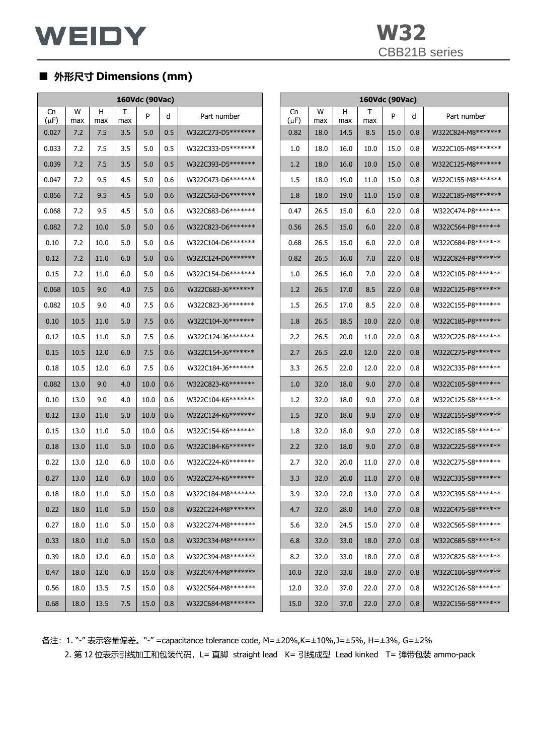## ■ 外形尺寸 Dimensions (mm)

| 160Vdc (90Vac) | | | | | | |
|---|---|---|---|---|---|---|
| Cn (μF) | W max | H max | T max | P | d | Part number |
| 0.027 | 7.2 | 7.5 | 3.5 | 5.0 | 0.5 | W322C273-D5******* |
| 0.033 | 7.2 | 7.5 | 3.5 | 5.0 | 0.5 | W322C333-D5******* |
| 0.039 | 7.2 | 7.5 | 3.5 | 5.0 | 0.5 | W322C393-D5******* |
| 0.047 | 7.2 | 9.5 | 4.5 | 5.0 | 0.6 | W322C473-D6******* |
| 0.056 | 7.2 | 9.5 | 4.5 | 5.0 | 0.6 | W322C563-D6******* |
| 0.068 | 7.2 | 9.5 | 4.5 | 5.0 | 0.6 | W322C683-D6******* |
| 0.082 | 7.2 | 10.0 | 5.0 | 5.0 | 0.6 | W322C823-D6******* |
| 0.10 | 7.2 | 10.0 | 5.0 | 5.0 | 0.6 | W322C104-D6******* |
| 0.12 | 7.2 | 11.0 | 6.0 | 5.0 | 0.6 | W322C124-D6******* |
| 0.15 | 7.2 | 11.0 | 6.0 | 5.0 | 0.6 | W322C154-D6******* |
| 0.068 | 10.5 | 9.0 | 4.0 | 7.5 | 0.6 | W322C683-J6******* |
| 0.082 | 10.5 | 9.0 | 4.0 | 7.5 | 0.6 | W322C823-J6******* |
| 0.10 | 10.5 | 11.0 | 5.0 | 7.5 | 0.6 | W322C104-J6******* |
| 0.12 | 10.5 | 11.0 | 5.0 | 7.5 | 0.6 | W322C124-J6******* |
| 0.15 | 10.5 | 12.0 | 6.0 | 7.5 | 0.6 | W322C154-J6******* |
| 0.18 | 10.5 | 12.0 | 6.0 | 7.5 | 0.6 | W322C184-J6******* |
| 0.082 | 13.0 | 9.0 | 4.0 | 10.0 | 0.6 | W322C823-K6******* |
| 0.10 | 13.0 | 9.0 | 4.0 | 10.0 | 0.6 | W322C104-K6******* |
| 0.12 | 13.0 | 11.0 | 5.0 | 10.0 | 0.6 | W322C124-K6******* |
| 0.15 | 13.0 | 11.0 | 5.0 | 10.0 | 0.6 | W322C154-K6******* |
| 0.18 | 13.0 | 11.0 | 5.0 | 10.0 | 0.6 | W322C184-K6******* |
| 0.22 | 13.0 | 12.0 | 6.0 | 10.0 | 0.6 | W322C224-K6******* |
| 0.27 | 13.0 | 12.0 | 6.0 | 10.0 | 0.6 | W322C274-K6******* |
| 0.18 | 18.0 | 11.0 | 5.0 | 15.0 | 0.8 | W322C184-M8******* |
| 0.22 | 18.0 | 11.0 | 5.0 | 15.0 | 0.8 | W322C224-M8******* |
| 0.27 | 18.0 | 11.0 | 5.0 | 15.0 | 0.8 | W322C274-M8******* |
| 0.33 | 18.0 | 11.0 | 5.0 | 15.0 | 0.8 | W322C334-M8******* |
| 0.39 | 18.0 | 12.0 | 6.0 | 15.0 | 0.8 | W322C394-M8******* |
| 0.47 | 18.0 | 12.0 | 6.0 | 15.0 | 0.8 | W322C474-M8******* |
| 0.56 | 18.0 | 13.5 | 7.5 | 15.0 | 0.8 | W322C564-M8******* |
| 0.68 | 18.0 | 13.5 | 7.5 | 15.0 | 0.8 | W322C684-M8******* |

| 160Vdc (90Vac) | | | | | | |
|---|---|---|---|---|---|---|
| Cn (μF) | W max | H max | T max | P | d | Part number |
| 0.82 | 18.0 | 14.5 | 8.5 | 15.0 | 0.8 | W322C824-M8******* |
| 1.0 | 18.0 | 16.0 | 10.0 | 15.0 | 0.8 | W322C105-M8******* |
| 1.2 | 18.0 | 16.0 | 10.0 | 15.0 | 0.8 | W322C125-M8******* |
| 1.5 | 18.0 | 19.0 | 11.0 | 15.0 | 0.8 | W322C155-M8******* |
| 1.8 | 18.0 | 19.0 | 11.0 | 15.0 | 0.8 | W322C185-M8******* |
| 0.47 | 26.5 | 15.0 | 6.0 | 22.0 | 0.8 | W322C474-P8******* |
| 0.56 | 26.5 | 15.0 | 6.0 | 22.0 | 0.8 | W322C564-P8******* |
| 0.68 | 26.5 | 15.0 | 6.0 | 22.0 | 0.8 | W322C684-P8******* |
| 0.82 | 26.5 | 16.0 | 7.0 | 22.0 | 0.8 | W322C824-P8******* |
| 1.0 | 26.5 | 16.0 | 7.0 | 22.0 | 0.8 | W322C105-P8******* |
| 1.2 | 26.5 | 17.0 | 8.5 | 22.0 | 0.8 | W322C125-P8******* |
| 1.5 | 26.5 | 17.0 | 8.5 | 22.0 | 0.8 | W322C155-P8******* |
| 1.8 | 26.5 | 18.5 | 10.0 | 22.0 | 0.8 | W322C185-P8******* |
| 2.2 | 26.5 | 20.0 | 11.0 | 22.0 | 0.8 | W322C225-P8******* |
| 2.7 | 26.5 | 22.0 | 12.0 | 22.0 | 0.8 | W322C275-P8******* |
| 3.3 | 26.5 | 22.0 | 12.0 | 22.0 | 0.8 | W322C335-P8******* |
| 1.0 | 32.0 | 18.0 | 9.0 | 27.0 | 0.8 | W322C105-S8******* |
| 1.2 | 32.0 | 18.0 | 9.0 | 27.0 | 0.8 | W322C125-S8******* |
| 1.5 | 32.0 | 18.0 | 9.0 | 27.0 | 0.8 | W322C155-S8******* |
| 1.8 | 32.0 | 18.0 | 9.0 | 27.0 | 0.8 | W322C185-S8******* |
| 2.2 | 32.0 | 18.0 | 9.0 | 27.0 | 0.8 | W322C225-S8******* |
| 2.7 | 32.0 | 20.0 | 11.0 | 27.0 | 0.8 | W322C275-S8******* |
| 3.3 | 32.0 | 20.0 | 11.0 | 27.0 | 0.8 | W322C335-S8******* |
| 3.9 | 32.0 | 22.0 | 13.0 | 27.0 | 0.8 | W322C395-S8******* |
| 4.7 | 32.0 | 28.0 | 14.0 | 27.0 | 0.8 | W322C475-S8******* |
| 5.6 | 32.0 | 24.5 | 15.0 | 27.0 | 0.8 | W322C565-S8******* |
| 6.8 | 32.0 | 33.0 | 18.0 | 27.0 | 0.8 | W322C685-S8******* |
| 8.2 | 32.0 | 33.0 | 18.0 | 27.0 | 0.8 | W322C825-S8******* |
| 10.0 | 32.0 | 33.0 | 18.0 | 27.0 | 0.8 | W322C106-S8******* |
| 12.0 | 32.0 | 37.0 | 22.0 | 27.0 | 0.8 | W322C126-S8******* |
| 15.0 | 32.0 | 37.0 | 22.0 | 27.0 | 0.8 | W322C156-S8******* |

备注：1. "-" 表示容量偏差。"-" =capacitance tolerance code, M=±20%,K=±10%,J=±5%, H=±3%, G=±2%

2. 第 12 位表示引线加工和包装代码，L= 直脚 straight lead K= 引线成型 Lead kinked T= 弹带包装 ammo-pack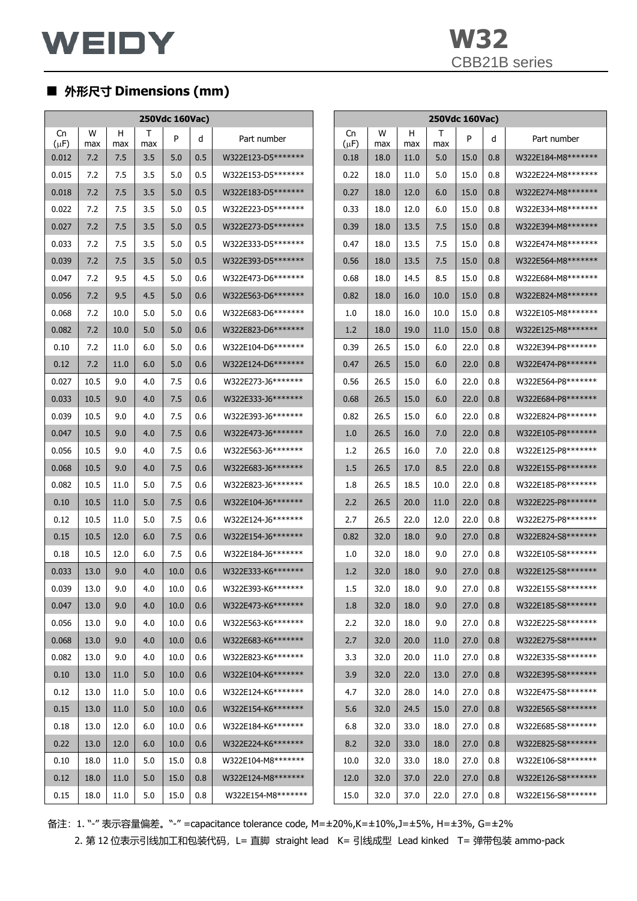# WEIDY

## W32
CBB21B series

## ■ 外形尺寸 Dimensions (mm)

| 250Vdc 160Vac) | | | | | | |
|---|---|---|---|---|---|---|
| Cn (μF) | W max | H max | T max | P | d | Part number |
| 0.012 | 7.2 | 7.5 | 3.5 | 5.0 | 0.5 | W322E123-D5******* |
| 0.015 | 7.2 | 7.5 | 3.5 | 5.0 | 0.5 | W322E153-D5******* |
| 0.018 | 7.2 | 7.5 | 3.5 | 5.0 | 0.5 | W322E183-D5******* |
| 0.022 | 7.2 | 7.5 | 3.5 | 5.0 | 0.5 | W322E223-D5******* |
| 0.027 | 7.2 | 7.5 | 3.5 | 5.0 | 0.5 | W322E273-D5******* |
| 0.033 | 7.2 | 7.5 | 3.5 | 5.0 | 0.5 | W322E333-D5******* |
| 0.039 | 7.2 | 7.5 | 3.5 | 5.0 | 0.5 | W322E393-D5******* |
| 0.047 | 7.2 | 9.5 | 4.5 | 5.0 | 0.6 | W322E473-D6******* |
| 0.056 | 7.2 | 9.5 | 4.5 | 5.0 | 0.6 | W322E563-D6******* |
| 0.068 | 7.2 | 10.0 | 5.0 | 5.0 | 0.6 | W322E683-D6******* |
| 0.082 | 7.2 | 10.0 | 5.0 | 5.0 | 0.6 | W322E823-D6******* |
| 0.10 | 7.2 | 11.0 | 6.0 | 5.0 | 0.6 | W322E104-D6******* |
| 0.12 | 7.2 | 11.0 | 6.0 | 5.0 | 0.6 | W322E124-D6******* |
| 0.027 | 10.5 | 9.0 | 4.0 | 7.5 | 0.6 | W322E273-J6******* |
| 0.033 | 10.5 | 9.0 | 4.0 | 7.5 | 0.6 | W322E333-J6******* |
| 0.039 | 10.5 | 9.0 | 4.0 | 7.5 | 0.6 | W322E393-J6******* |
| 0.047 | 10.5 | 9.0 | 4.0 | 7.5 | 0.6 | W322E473-J6******* |
| 0.056 | 10.5 | 9.0 | 4.0 | 7.5 | 0.6 | W322E563-J6******* |
| 0.068 | 10.5 | 9.0 | 4.0 | 7.5 | 0.6 | W322E683-J6******* |
| 0.082 | 10.5 | 11.0 | 5.0 | 7.5 | 0.6 | W322E823-J6******* |
| 0.10 | 10.5 | 11.0 | 5.0 | 7.5 | 0.6 | W322E104-J6******* |
| 0.12 | 10.5 | 11.0 | 5.0 | 7.5 | 0.6 | W322E124-J6******* |
| 0.15 | 10.5 | 12.0 | 6.0 | 7.5 | 0.6 | W322E154-J6******* |
| 0.18 | 10.5 | 12.0 | 6.0 | 7.5 | 0.6 | W322E184-J6******* |
| 0.033 | 13.0 | 9.0 | 4.0 | 10.0 | 0.6 | W322E333-K6******* |
| 0.039 | 13.0 | 9.0 | 4.0 | 10.0 | 0.6 | W322E393-K6******* |
| 0.047 | 13.0 | 9.0 | 4.0 | 10.0 | 0.6 | W322E473-K6******* |
| 0.056 | 13.0 | 9.0 | 4.0 | 10.0 | 0.6 | W322E563-K6******* |
| 0.068 | 13.0 | 9.0 | 4.0 | 10.0 | 0.6 | W322E683-K6******* |
| 0.082 | 13.0 | 9.0 | 4.0 | 10.0 | 0.6 | W322E823-K6******* |
| 0.10 | 13.0 | 11.0 | 5.0 | 10.0 | 0.6 | W322E104-K6******* |
| 0.12 | 13.0 | 11.0 | 5.0 | 10.0 | 0.6 | W322E124-K6******* |
| 0.15 | 13.0 | 11.0 | 5.0 | 10.0 | 0.6 | W322E154-K6******* |
| 0.18 | 13.0 | 12.0 | 6.0 | 10.0 | 0.6 | W322E184-K6******* |
| 0.22 | 13.0 | 12.0 | 6.0 | 10.0 | 0.6 | W322E224-K6******* |
| 0.10 | 18.0 | 11.0 | 5.0 | 15.0 | 0.8 | W322E104-M8******* |
| 0.12 | 18.0 | 11.0 | 5.0 | 15.0 | 0.8 | W322E124-M8******* |
| 0.15 | 18.0 | 11.0 | 5.0 | 15.0 | 0.8 | W322E154-M8******* |

| 250Vdc 160Vac) | | | | | | |
|---|---|---|---|---|---|---|
| Cn (μF) | W max | H max | T max | P | d | Part number |
| 0.18 | 18.0 | 11.0 | 5.0 | 15.0 | 0.8 | W322E184-M8******* |
| 0.22 | 18.0 | 11.0 | 5.0 | 15.0 | 0.8 | W322E224-M8******* |
| 0.27 | 18.0 | 12.0 | 6.0 | 15.0 | 0.8 | W322E274-M8******* |
| 0.33 | 18.0 | 12.0 | 6.0 | 15.0 | 0.8 | W322E334-M8******* |
| 0.39 | 18.0 | 13.5 | 7.5 | 15.0 | 0.8 | W322E394-M8******* |
| 0.47 | 18.0 | 13.5 | 7.5 | 15.0 | 0.8 | W322E474-M8******* |
| 0.56 | 18.0 | 13.5 | 7.5 | 15.0 | 0.8 | W322E564-M8******* |
| 0.68 | 18.0 | 14.5 | 8.5 | 15.0 | 0.8 | W322E684-M8******* |
| 0.82 | 18.0 | 16.0 | 10.0 | 15.0 | 0.8 | W322E824-M8******* |
| 1.0 | 18.0 | 16.0 | 10.0 | 15.0 | 0.8 | W322E105-M8******* |
| 1.2 | 18.0 | 19.0 | 11.0 | 15.0 | 0.8 | W322E125-M8******* |
| 0.39 | 26.5 | 15.0 | 6.0 | 22.0 | 0.8 | W322E394-P8******* |
| 0.47 | 26.5 | 15.0 | 6.0 | 22.0 | 0.8 | W322E474-P8******* |
| 0.56 | 26.5 | 15.0 | 6.0 | 22.0 | 0.8 | W322E564-P8******* |
| 0.68 | 26.5 | 15.0 | 6.0 | 22.0 | 0.8 | W322E684-P8******* |
| 0.82 | 26.5 | 15.0 | 6.0 | 22.0 | 0.8 | W322E824-P8******* |
| 1.0 | 26.5 | 16.0 | 7.0 | 22.0 | 0.8 | W322E105-P8******* |
| 1.2 | 26.5 | 16.0 | 7.0 | 22.0 | 0.8 | W322E125-P8******* |
| 1.5 | 26.5 | 17.0 | 8.5 | 22.0 | 0.8 | W322E155-P8******* |
| 1.8 | 26.5 | 18.5 | 10.0 | 22.0 | 0.8 | W322E185-P8******* |
| 2.2 | 26.5 | 20.0 | 11.0 | 22.0 | 0.8 | W322E225-P8******* |
| 2.7 | 26.5 | 22.0 | 12.0 | 22.0 | 0.8 | W322E275-P8******* |
| 0.82 | 32.0 | 18.0 | 9.0 | 27.0 | 0.8 | W322E824-S8******* |
| 1.0 | 32.0 | 18.0 | 9.0 | 27.0 | 0.8 | W322E105-S8******* |
| 1.2 | 32.0 | 18.0 | 9.0 | 27.0 | 0.8 | W322E125-S8******* |
| 1.5 | 32.0 | 18.0 | 9.0 | 27.0 | 0.8 | W322E155-S8******* |
| 1.8 | 32.0 | 18.0 | 9.0 | 27.0 | 0.8 | W322E185-S8******* |
| 2.2 | 32.0 | 18.0 | 9.0 | 27.0 | 0.8 | W322E225-S8******* |
| 2.7 | 32.0 | 20.0 | 11.0 | 27.0 | 0.8 | W322E275-S8******* |
| 3.3 | 32.0 | 20.0 | 11.0 | 27.0 | 0.8 | W322E335-S8******* |
| 3.9 | 32.0 | 22.0 | 13.0 | 27.0 | 0.8 | W322E395-S8******* |
| 4.7 | 32.0 | 28.0 | 14.0 | 27.0 | 0.8 | W322E475-S8******* |
| 5.6 | 32.0 | 24.5 | 15.0 | 27.0 | 0.8 | W322E565-S8******* |
| 6.8 | 32.0 | 33.0 | 18.0 | 27.0 | 0.8 | W322E685-S8******* |
| 8.2 | 32.0 | 33.0 | 18.0 | 27.0 | 0.8 | W322E825-S8******* |
| 10.0 | 32.0 | 33.0 | 18.0 | 27.0 | 0.8 | W322E106-S8******* |
| 12.0 | 32.0 | 37.0 | 22.0 | 27.0 | 0.8 | W322E126-S8******* |
| 15.0 | 32.0 | 37.0 | 22.0 | 27.0 | 0.8 | W322E156-S8******* |

备注：1. "-" 表示容量偏差。"-" =capacitance tolerance code, M=±20%,K=±10%,J=±5%, H=±3%, G=±2%

2. 第 12 位表示引线加工和包装代码，L= 直脚 straight lead K= 引线成型 Lead kinked T= 弹带包装 ammo-pack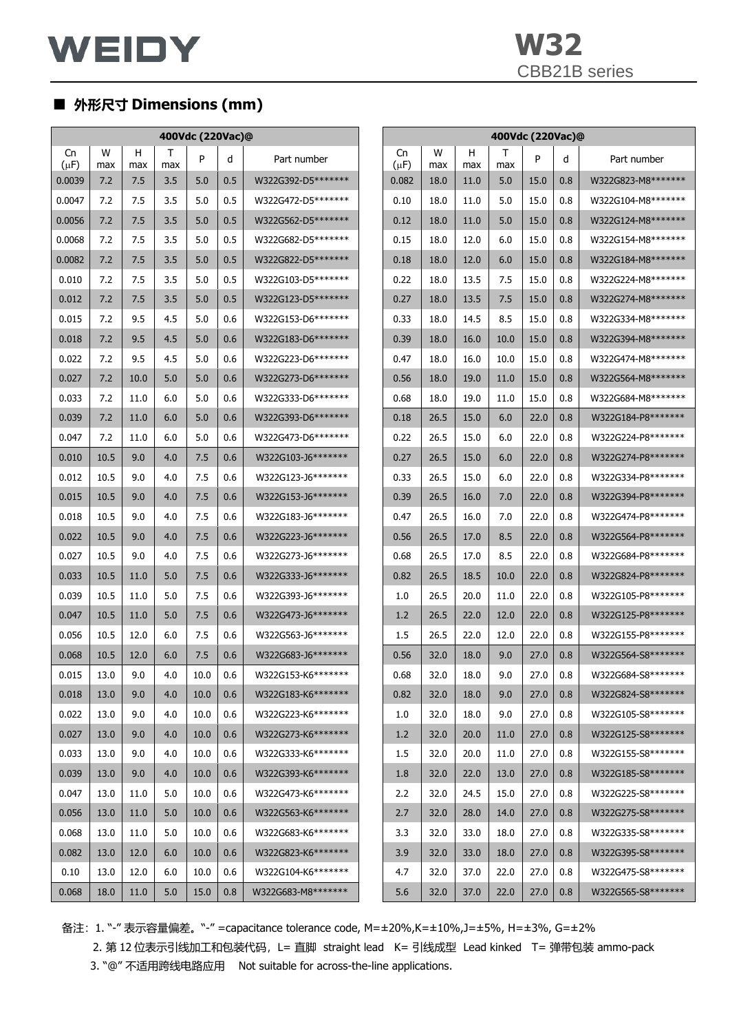# WEIDY

## W32
CBB21B series

### ■ 外形尺寸 Dimensions (mm)

| 400Vdc (220Vac)@ | | | | | | |
|---|---|---|---|---|---|---|
| Cn (μF) | W max | H max | T max | P | d | Part number |
| 0.0039 | 7.2 | 7.5 | 3.5 | 5.0 | 0.5 | W322G392-D5******* |
| 0.0047 | 7.2 | 7.5 | 3.5 | 5.0 | 0.5 | W322G472-D5******* |
| 0.0056 | 7.2 | 7.5 | 3.5 | 5.0 | 0.5 | W322G562-D5******* |
| 0.0068 | 7.2 | 7.5 | 3.5 | 5.0 | 0.5 | W322G682-D5******* |
| 0.0082 | 7.2 | 7.5 | 3.5 | 5.0 | 0.5 | W322G822-D5******* |
| 0.010 | 7.2 | 7.5 | 3.5 | 5.0 | 0.5 | W322G103-D5******* |
| 0.012 | 7.2 | 7.5 | 3.5 | 5.0 | 0.5 | W322G123-D5******* |
| 0.015 | 7.2 | 9.5 | 4.5 | 5.0 | 0.6 | W322G153-D6******* |
| 0.018 | 7.2 | 9.5 | 4.5 | 5.0 | 0.6 | W322G183-D6******* |
| 0.022 | 7.2 | 9.5 | 4.5 | 5.0 | 0.6 | W322G223-D6******* |
| 0.027 | 7.2 | 10.0 | 5.0 | 5.0 | 0.6 | W322G273-D6******* |
| 0.033 | 7.2 | 11.0 | 6.0 | 5.0 | 0.6 | W322G333-D6******* |
| 0.039 | 7.2 | 11.0 | 6.0 | 5.0 | 0.6 | W322G393-D6******* |
| 0.047 | 7.2 | 11.0 | 6.0 | 5.0 | 0.6 | W322G473-D6******* |
| 0.010 | 10.5 | 9.0 | 4.0 | 7.5 | 0.6 | W322G103-J6******* |
| 0.012 | 10.5 | 9.0 | 4.0 | 7.5 | 0.6 | W322G123-J6******* |
| 0.015 | 10.5 | 9.0 | 4.0 | 7.5 | 0.6 | W322G153-J6******* |
| 0.018 | 10.5 | 9.0 | 4.0 | 7.5 | 0.6 | W322G183-J6******* |
| 0.022 | 10.5 | 9.0 | 4.0 | 7.5 | 0.6 | W322G223-J6******* |
| 0.027 | 10.5 | 9.0 | 4.0 | 7.5 | 0.6 | W322G273-J6******* |
| 0.033 | 10.5 | 11.0 | 5.0 | 7.5 | 0.6 | W322G333-J6******* |
| 0.039 | 10.5 | 11.0 | 5.0 | 7.5 | 0.6 | W322G393-J6******* |
| 0.047 | 10.5 | 11.0 | 5.0 | 7.5 | 0.6 | W322G473-J6******* |
| 0.056 | 10.5 | 12.0 | 6.0 | 7.5 | 0.6 | W322G563-J6******* |
| 0.068 | 10.5 | 12.0 | 6.0 | 7.5 | 0.6 | W322G683-J6******* |
| 0.015 | 13.0 | 9.0 | 4.0 | 10.0 | 0.6 | W322G153-K6******* |
| 0.018 | 13.0 | 9.0 | 4.0 | 10.0 | 0.6 | W322G183-K6******* |
| 0.022 | 13.0 | 9.0 | 4.0 | 10.0 | 0.6 | W322G223-K6******* |
| 0.027 | 13.0 | 9.0 | 4.0 | 10.0 | 0.6 | W322G273-K6******* |
| 0.033 | 13.0 | 9.0 | 4.0 | 10.0 | 0.6 | W322G333-K6******* |
| 0.039 | 13.0 | 9.0 | 4.0 | 10.0 | 0.6 | W322G393-K6******* |
| 0.047 | 13.0 | 11.0 | 5.0 | 10.0 | 0.6 | W322G473-K6******* |
| 0.056 | 13.0 | 11.0 | 5.0 | 10.0 | 0.6 | W322G563-K6******* |
| 0.068 | 13.0 | 11.0 | 5.0 | 10.0 | 0.6 | W322G683-K6******* |
| 0.082 | 13.0 | 12.0 | 6.0 | 10.0 | 0.6 | W322G823-K6******* |
| 0.10 | 13.0 | 12.0 | 6.0 | 10.0 | 0.6 | W322G104-K6******* |
| 0.068 | 18.0 | 11.0 | 5.0 | 15.0 | 0.8 | W322G683-M8******* |

| 400Vdc (220Vac)@ | | | | | | |
|---|---|---|---|---|---|---|
| Cn (μF) | W max | H max | T max | P | d | Part number |
| 0.082 | 18.0 | 11.0 | 5.0 | 15.0 | 0.8 | W322G823-M8******* |
| 0.10 | 18.0 | 11.0 | 5.0 | 15.0 | 0.8 | W322G104-M8******* |
| 0.12 | 18.0 | 11.0 | 5.0 | 15.0 | 0.8 | W322G124-M8******* |
| 0.15 | 18.0 | 12.0 | 6.0 | 15.0 | 0.8 | W322G154-M8******* |
| 0.18 | 18.0 | 12.0 | 6.0 | 15.0 | 0.8 | W322G184-M8******* |
| 0.22 | 18.0 | 13.5 | 7.5 | 15.0 | 0.8 | W322G224-M8******* |
| 0.27 | 18.0 | 13.5 | 7.5 | 15.0 | 0.8 | W322G274-M8******* |
| 0.33 | 18.0 | 14.5 | 8.5 | 15.0 | 0.8 | W322G334-M8******* |
| 0.39 | 18.0 | 16.0 | 10.0 | 15.0 | 0.8 | W322G394-M8******* |
| 0.47 | 18.0 | 16.0 | 10.0 | 15.0 | 0.8 | W322G474-M8******* |
| 0.56 | 18.0 | 19.0 | 11.0 | 15.0 | 0.8 | W322G564-M8******* |
| 0.68 | 18.0 | 19.0 | 11.0 | 15.0 | 0.8 | W322G684-M8******* |
| 0.18 | 26.5 | 15.0 | 6.0 | 22.0 | 0.8 | W322G184-P8******* |
| 0.22 | 26.5 | 15.0 | 6.0 | 22.0 | 0.8 | W322G224-P8******* |
| 0.27 | 26.5 | 15.0 | 6.0 | 22.0 | 0.8 | W322G274-P8******* |
| 0.33 | 26.5 | 15.0 | 6.0 | 22.0 | 0.8 | W322G334-P8******* |
| 0.39 | 26.5 | 16.0 | 7.0 | 22.0 | 0.8 | W322G394-P8******* |
| 0.47 | 26.5 | 16.0 | 7.0 | 22.0 | 0.8 | W322G474-P8******* |
| 0.56 | 26.5 | 17.0 | 8.5 | 22.0 | 0.8 | W322G564-P8******* |
| 0.68 | 26.5 | 17.0 | 8.5 | 22.0 | 0.8 | W322G684-P8******* |
| 0.82 | 26.5 | 18.5 | 10.0 | 22.0 | 0.8 | W322G824-P8******* |
| 1.0 | 26.5 | 20.0 | 11.0 | 22.0 | 0.8 | W322G105-P8******* |
| 1.2 | 26.5 | 22.0 | 12.0 | 22.0 | 0.8 | W322G125-P8******* |
| 1.5 | 26.5 | 22.0 | 12.0 | 22.0 | 0.8 | W322G155-P8******* |
| 0.56 | 32.0 | 18.0 | 9.0 | 27.0 | 0.8 | W322G564-S8******* |
| 0.68 | 32.0 | 18.0 | 9.0 | 27.0 | 0.8 | W322G684-S8******* |
| 0.82 | 32.0 | 18.0 | 9.0 | 27.0 | 0.8 | W322G824-S8******* |
| 1.0 | 32.0 | 18.0 | 9.0 | 27.0 | 0.8 | W322G105-S8******* |
| 1.2 | 32.0 | 20.0 | 11.0 | 27.0 | 0.8 | W322G125-S8******* |
| 1.5 | 32.0 | 20.0 | 11.0 | 27.0 | 0.8 | W322G155-S8******* |
| 1.8 | 32.0 | 22.0 | 13.0 | 27.0 | 0.8 | W322G185-S8******* |
| 2.2 | 32.0 | 24.5 | 15.0 | 27.0 | 0.8 | W322G225-S8******* |
| 2.7 | 32.0 | 28.0 | 14.0 | 27.0 | 0.8 | W322G275-S8******* |
| 3.3 | 32.0 | 33.0 | 18.0 | 27.0 | 0.8 | W322G335-S8******* |
| 3.9 | 32.0 | 33.0 | 18.0 | 27.0 | 0.8 | W322G395-S8******* |
| 4.7 | 32.0 | 37.0 | 22.0 | 27.0 | 0.8 | W322G475-S8******* |
| 5.6 | 32.0 | 37.0 | 22.0 | 27.0 | 0.8 | W322G565-S8******* |

备注：1. "-" 表示容量偏差。"-" =capacitance tolerance code, M=±20%,K=±10%,J=±5%, H=±3%, G=±2%

2. 第 12 位表示引线加工和包装代码，L= 直脚 straight lead K= 引线成型 Lead kinked T= 弹带包装 ammo-pack

3. "@" 不适用跨线电路应用 Not suitable for across-the-line applications.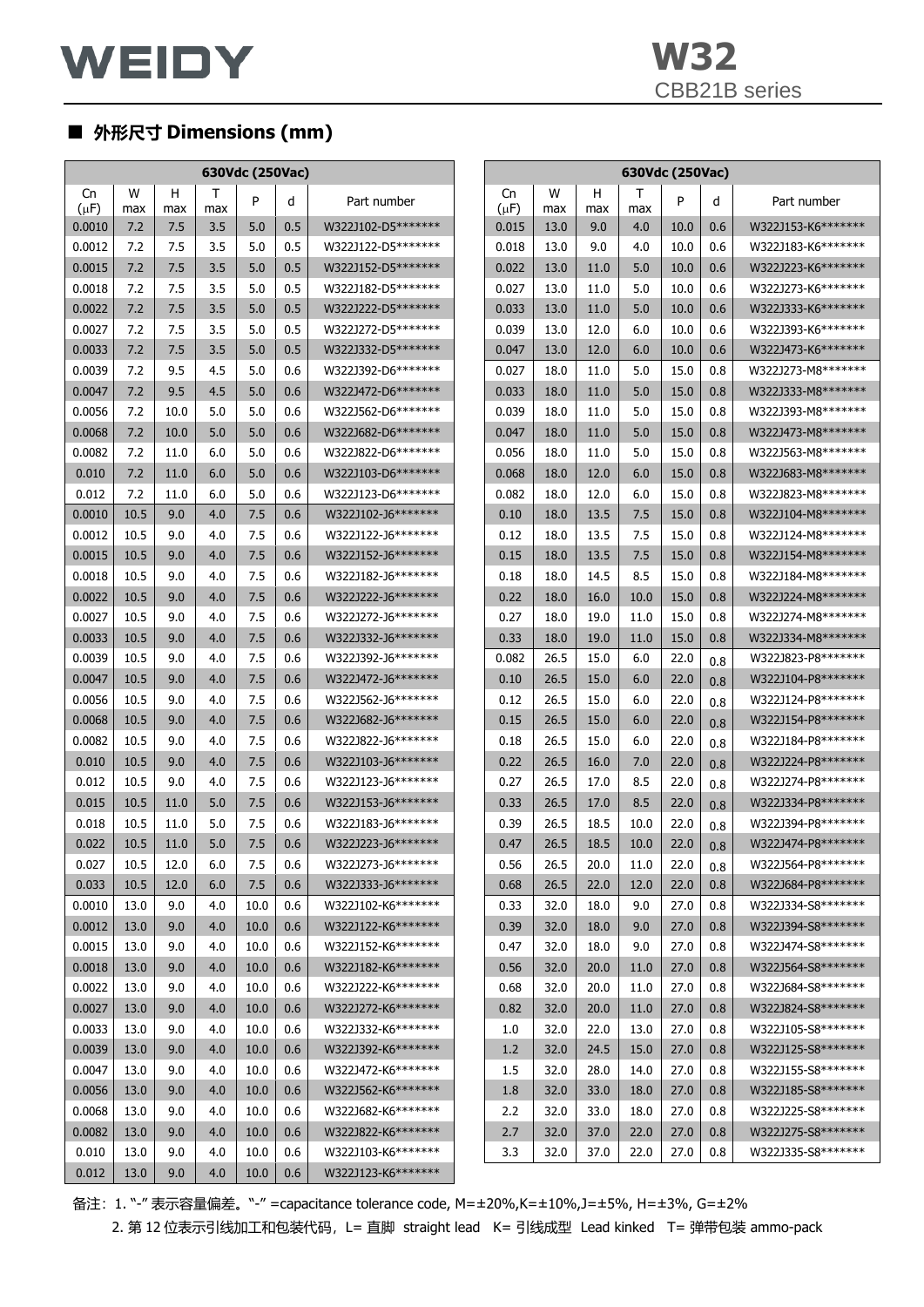## ■ 外形尺寸 Dimensions (mm)

| 630Vdc (250Vac) | | | | | | |
|---|---|---|---|---|---|---|
| Cn (μF) | W max | H max | T max | P | d | Part number |
| 0.0010 | 7.2 | 7.5 | 3.5 | 5.0 | 0.5 | W322J102-D5******* |
| 0.0012 | 7.2 | 7.5 | 3.5 | 5.0 | 0.5 | W322J122-D5******* |
| 0.0015 | 7.2 | 7.5 | 3.5 | 5.0 | 0.5 | W322J152-D5******* |
| 0.0018 | 7.2 | 7.5 | 3.5 | 5.0 | 0.5 | W322J182-D5******* |
| 0.0022 | 7.2 | 7.5 | 3.5 | 5.0 | 0.5 | W322J222-D5******* |
| 0.0027 | 7.2 | 7.5 | 3.5 | 5.0 | 0.5 | W322J272-D5******* |
| 0.0033 | 7.2 | 7.5 | 3.5 | 5.0 | 0.5 | W322J332-D5******* |
| 0.0039 | 7.2 | 9.5 | 4.5 | 5.0 | 0.6 | W322J392-D6******* |
| 0.0047 | 7.2 | 9.5 | 4.5 | 5.0 | 0.6 | W322J472-D6******* |
| 0.0056 | 7.2 | 10.0 | 5.0 | 5.0 | 0.6 | W322J562-D6******* |
| 0.0068 | 7.2 | 10.0 | 5.0 | 5.0 | 0.6 | W322J682-D6******* |
| 0.0082 | 7.2 | 11.0 | 6.0 | 5.0 | 0.6 | W322J822-D6******* |
| 0.010 | 7.2 | 11.0 | 6.0 | 5.0 | 0.6 | W322J103-D6******* |
| 0.012 | 7.2 | 11.0 | 6.0 | 5.0 | 0.6 | W322J123-D6******* |
| 0.0010 | 10.5 | 9.0 | 4.0 | 7.5 | 0.6 | W322J102-J6******* |
| 0.0012 | 10.5 | 9.0 | 4.0 | 7.5 | 0.6 | W322J122-J6******* |
| 0.0015 | 10.5 | 9.0 | 4.0 | 7.5 | 0.6 | W322J152-J6******* |
| 0.0018 | 10.5 | 9.0 | 4.0 | 7.5 | 0.6 | W322J182-J6******* |
| 0.0022 | 10.5 | 9.0 | 4.0 | 7.5 | 0.6 | W322J222-J6******* |
| 0.0027 | 10.5 | 9.0 | 4.0 | 7.5 | 0.6 | W322J272-J6******* |
| 0.0033 | 10.5 | 9.0 | 4.0 | 7.5 | 0.6 | W322J332-J6******* |
| 0.0039 | 10.5 | 9.0 | 4.0 | 7.5 | 0.6 | W322J392-J6******* |
| 0.0047 | 10.5 | 9.0 | 4.0 | 7.5 | 0.6 | W322J472-J6******* |
| 0.0056 | 10.5 | 9.0 | 4.0 | 7.5 | 0.6 | W322J562-J6******* |
| 0.0068 | 10.5 | 9.0 | 4.0 | 7.5 | 0.6 | W322J682-J6******* |
| 0.0082 | 10.5 | 9.0 | 4.0 | 7.5 | 0.6 | W322J822-J6******* |
| 0.010 | 10.5 | 9.0 | 4.0 | 7.5 | 0.6 | W322J103-J6******* |
| 0.012 | 10.5 | 9.0 | 4.0 | 7.5 | 0.6 | W322J123-J6******* |
| 0.015 | 10.5 | 11.0 | 5.0 | 7.5 | 0.6 | W322J153-J6******* |
| 0.018 | 10.5 | 11.0 | 5.0 | 7.5 | 0.6 | W322J183-J6******* |
| 0.022 | 10.5 | 11.0 | 5.0 | 7.5 | 0.6 | W322J223-J6******* |
| 0.027 | 10.5 | 12.0 | 6.0 | 7.5 | 0.6 | W322J273-J6******* |
| 0.033 | 10.5 | 12.0 | 6.0 | 7.5 | 0.6 | W322J333-J6******* |
| 0.0010 | 13.0 | 9.0 | 4.0 | 10.0 | 0.6 | W322J102-K6******* |
| 0.0012 | 13.0 | 9.0 | 4.0 | 10.0 | 0.6 | W322J122-K6******* |
| 0.0015 | 13.0 | 9.0 | 4.0 | 10.0 | 0.6 | W322J152-K6******* |
| 0.0018 | 13.0 | 9.0 | 4.0 | 10.0 | 0.6 | W322J182-K6******* |
| 0.0022 | 13.0 | 9.0 | 4.0 | 10.0 | 0.6 | W322J222-K6******* |
| 0.0027 | 13.0 | 9.0 | 4.0 | 10.0 | 0.6 | W322J272-K6******* |
| 0.0033 | 13.0 | 9.0 | 4.0 | 10.0 | 0.6 | W322J332-K6******* |
| 0.0039 | 13.0 | 9.0 | 4.0 | 10.0 | 0.6 | W322J392-K6******* |
| 0.0047 | 13.0 | 9.0 | 4.0 | 10.0 | 0.6 | W322J472-K6******* |
| 0.0056 | 13.0 | 9.0 | 4.0 | 10.0 | 0.6 | W322J562-K6******* |
| 0.0068 | 13.0 | 9.0 | 4.0 | 10.0 | 0.6 | W322J682-K6******* |
| 0.0082 | 13.0 | 9.0 | 4.0 | 10.0 | 0.6 | W322J822-K6******* |
| 0.010 | 13.0 | 9.0 | 4.0 | 10.0 | 0.6 | W322J103-K6******* |
| 0.012 | 13.0 | 9.0 | 4.0 | 10.0 | 0.6 | W322J123-K6******* |

| 630Vdc (250Vac) | | | | | | |
|---|---|---|---|---|---|---|
| Cn (μF) | W max | H max | T max | P | d | Part number |
| 0.015 | 13.0 | 9.0 | 4.0 | 10.0 | 0.6 | W322J153-K6******* |
| 0.018 | 13.0 | 9.0 | 4.0 | 10.0 | 0.6 | W322J183-K6******* |
| 0.022 | 13.0 | 11.0 | 5.0 | 10.0 | 0.6 | W322J223-K6******* |
| 0.027 | 13.0 | 11.0 | 5.0 | 10.0 | 0.6 | W322J273-K6******* |
| 0.033 | 13.0 | 11.0 | 5.0 | 10.0 | 0.6 | W322J333-K6******* |
| 0.039 | 13.0 | 12.0 | 6.0 | 10.0 | 0.6 | W322J393-K6******* |
| 0.047 | 13.0 | 12.0 | 6.0 | 10.0 | 0.6 | W322J473-K6******* |
| 0.027 | 18.0 | 11.0 | 5.0 | 15.0 | 0.8 | W322J273-M8******* |
| 0.033 | 18.0 | 11.0 | 5.0 | 15.0 | 0.8 | W322J333-M8******* |
| 0.039 | 18.0 | 11.0 | 5.0 | 15.0 | 0.8 | W322J393-M8******* |
| 0.047 | 18.0 | 11.0 | 5.0 | 15.0 | 0.8 | W322J473-M8******* |
| 0.056 | 18.0 | 11.0 | 5.0 | 15.0 | 0.8 | W322J563-M8******* |
| 0.068 | 18.0 | 12.0 | 6.0 | 15.0 | 0.8 | W322J683-M8******* |
| 0.082 | 18.0 | 12.0 | 6.0 | 15.0 | 0.8 | W322J823-M8******* |
| 0.10 | 18.0 | 13.5 | 7.5 | 15.0 | 0.8 | W322J104-M8******* |
| 0.12 | 18.0 | 13.5 | 7.5 | 15.0 | 0.8 | W322J124-M8******* |
| 0.15 | 18.0 | 13.5 | 7.5 | 15.0 | 0.8 | W322J154-M8******* |
| 0.18 | 18.0 | 14.5 | 8.5 | 15.0 | 0.8 | W322J184-M8******* |
| 0.22 | 18.0 | 16.0 | 10.0 | 15.0 | 0.8 | W322J224-M8******* |
| 0.27 | 18.0 | 19.0 | 11.0 | 15.0 | 0.8 | W322J274-M8******* |
| 0.33 | 18.0 | 19.0 | 11.0 | 15.0 | 0.8 | W322J334-M8******* |
| 0.082 | 26.5 | 15.0 | 6.0 | 22.0 | 0.8 | W322J823-P8******* |
| 0.10 | 26.5 | 15.0 | 6.0 | 22.0 | 0.8 | W322J104-P8******* |
| 0.12 | 26.5 | 15.0 | 6.0 | 22.0 | 0.8 | W322J124-P8******* |
| 0.15 | 26.5 | 15.0 | 6.0 | 22.0 | 0.8 | W322J154-P8******* |
| 0.18 | 26.5 | 15.0 | 6.0 | 22.0 | 0.8 | W322J184-P8******* |
| 0.22 | 26.5 | 16.0 | 7.0 | 22.0 | 0.8 | W322J224-P8******* |
| 0.27 | 26.5 | 17.0 | 8.5 | 22.0 | 0.8 | W322J274-P8******* |
| 0.33 | 26.5 | 17.0 | 8.5 | 22.0 | 0.8 | W322J334-P8******* |
| 0.39 | 26.5 | 18.5 | 10.0 | 22.0 | 0.8 | W322J394-P8******* |
| 0.47 | 26.5 | 18.5 | 10.0 | 22.0 | 0.8 | W322J474-P8******* |
| 0.56 | 26.5 | 20.0 | 11.0 | 22.0 | 0.8 | W322J564-P8******* |
| 0.68 | 26.5 | 22.0 | 12.0 | 22.0 | 0.8 | W322J684-P8******* |
| 0.33 | 32.0 | 18.0 | 9.0 | 27.0 | 0.8 | W322J334-S8******* |
| 0.39 | 32.0 | 18.0 | 9.0 | 27.0 | 0.8 | W322J394-S8******* |
| 0.47 | 32.0 | 18.0 | 9.0 | 27.0 | 0.8 | W322J474-S8******* |
| 0.56 | 32.0 | 20.0 | 11.0 | 27.0 | 0.8 | W322J564-S8******* |
| 0.68 | 32.0 | 20.0 | 11.0 | 27.0 | 0.8 | W322J684-S8******* |
| 0.82 | 32.0 | 20.0 | 11.0 | 27.0 | 0.8 | W322J824-S8******* |
| 1.0 | 32.0 | 22.0 | 13.0 | 27.0 | 0.8 | W322J105-S8******* |
| 1.2 | 32.0 | 24.5 | 15.0 | 27.0 | 0.8 | W322J125-S8******* |
| 1.5 | 32.0 | 28.0 | 14.0 | 27.0 | 0.8 | W322J155-S8******* |
| 1.8 | 32.0 | 33.0 | 18.0 | 27.0 | 0.8 | W322J185-S8******* |
| 2.2 | 32.0 | 33.0 | 18.0 | 27.0 | 0.8 | W322J225-S8******* |
| 2.7 | 32.0 | 37.0 | 22.0 | 27.0 | 0.8 | W322J275-S8******* |
| 3.3 | 32.0 | 37.0 | 22.0 | 27.0 | 0.8 | W322J335-S8******* |

备注：1. "-" 表示容量偏差。"-" =capacitance tolerance code, M=±20%,K=±10%,J=±5%, H=±3%, G=±2%

2. 第 12 位表示引线加工和包装代码，L= 直脚 straight lead K= 引线成型 Lead kinked T= 弹带包装 ammo-pack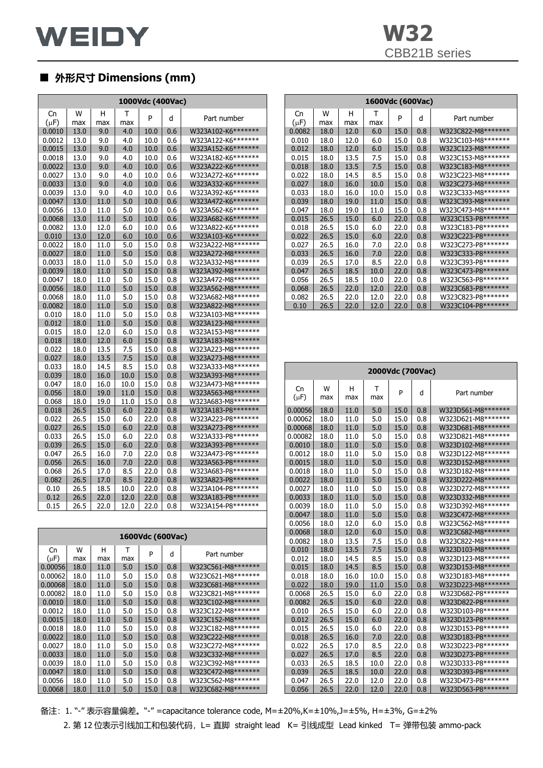## ■ 外形尺寸 Dimensions (mm)

| 1000Vdc (400Vac) | | | | | | |
|---|---|---|---|---|---|---|
| Cn (μF) | W max | H max | T max | P | d | Part number |
| 0.0010 | 13.0 | 9.0 | 4.0 | 10.0 | 0.6 | W323A102-K6******* |
| 0.0012 | 13.0 | 9.0 | 4.0 | 10.0 | 0.6 | W323A122-K6******* |
| 0.0015 | 13.0 | 9.0 | 4.0 | 10.0 | 0.6 | W323A152-K6******* |
| 0.0018 | 13.0 | 9.0 | 4.0 | 10.0 | 0.6 | W323A182-K6******* |
| 0.0022 | 13.0 | 9.0 | 4.0 | 10.0 | 0.6 | W323A222-K6******* |
| 0.0027 | 13.0 | 9.0 | 4.0 | 10.0 | 0.6 | W323A272-K6******* |
| 0.0033 | 13.0 | 9.0 | 4.0 | 10.0 | 0.6 | W323A332-K6******* |
| 0.0039 | 13.0 | 9.0 | 4.0 | 10.0 | 0.6 | W323A392-K6******* |
| 0.0047 | 13.0 | 11.0 | 5.0 | 10.0 | 0.6 | W323A472-K6******* |
| 0.0056 | 13.0 | 11.0 | 5.0 | 10.0 | 0.6 | W323A562-K6******* |
| 0.0068 | 13.0 | 11.0 | 5.0 | 10.0 | 0.6 | W323A682-K6******* |
| 0.0082 | 13.0 | 12.0 | 6.0 | 10.0 | 0.6 | W323A822-K6******* |
| 0.010 | 13.0 | 12.0 | 6.0 | 10.0 | 0.6 | W323A103-K6******* |
| 0.0022 | 18.0 | 11.0 | 5.0 | 15.0 | 0.8 | W323A222-M8******* |
| 0.0027 | 18.0 | 11.0 | 5.0 | 15.0 | 0.8 | W323A272-M8******* |
| 0.0033 | 18.0 | 11.0 | 5.0 | 15.0 | 0.8 | W323A332-M8******* |
| 0.0039 | 18.0 | 11.0 | 5.0 | 15.0 | 0.8 | W323A392-M8******* |
| 0.0047 | 18.0 | 11.0 | 5.0 | 15.0 | 0.8 | W323A472-M8******* |
| 0.0056 | 18.0 | 11.0 | 5.0 | 15.0 | 0.8 | W323A562-M8******* |
| 0.0068 | 18.0 | 11.0 | 5.0 | 15.0 | 0.8 | W323A682-M8******* |
| 0.0082 | 18.0 | 11.0 | 5.0 | 15.0 | 0.8 | W323A822-M8******* |
| 0.010 | 18.0 | 11.0 | 5.0 | 15.0 | 0.8 | W323A103-M8******* |
| 0.012 | 18.0 | 11.0 | 5.0 | 15.0 | 0.8 | W323A123-M8******* |
| 0.015 | 18.0 | 12.0 | 6.0 | 15.0 | 0.8 | W323A153-M8******* |
| 0.018 | 18.0 | 12.0 | 6.0 | 15.0 | 0.8 | W323A183-M8******* |
| 0.022 | 18.0 | 13.5 | 7.5 | 15.0 | 0.8 | W323A223-M8******* |
| 0.027 | 18.0 | 13.5 | 7.5 | 15.0 | 0.8 | W323A273-M8******* |
| 0.033 | 18.0 | 14.5 | 8.5 | 15.0 | 0.8 | W323A333-M8******* |
| 0.039 | 18.0 | 16.0 | 10.0 | 15.0 | 0.8 | W323A393-M8******* |
| 0.047 | 18.0 | 16.0 | 10.0 | 15.0 | 0.8 | W323A473-M8******* |
| 0.056 | 18.0 | 19.0 | 11.0 | 15.0 | 0.8 | W323A563-M8******* |
| 0.068 | 18.0 | 19.0 | 11.0 | 15.0 | 0.8 | W323A683-M8******* |
| 0.018 | 26.5 | 15.0 | 6.0 | 22.0 | 0.8 | W323A183-P8******* |
| 0.022 | 26.5 | 15.0 | 6.0 | 22.0 | 0.8 | W323A223-P8******* |
| 0.027 | 26.5 | 15.0 | 6.0 | 22.0 | 0.8 | W323A273-P8******* |
| 0.033 | 26.5 | 15.0 | 6.0 | 22.0 | 0.8 | W323A333-P8******* |
| 0.039 | 26.5 | 15.0 | 6.0 | 22.0 | 0.8 | W323A393-P8******* |
| 0.047 | 26.5 | 16.0 | 7.0 | 22.0 | 0.8 | W323A473-P8******* |
| 0.056 | 26.5 | 16.0 | 7.0 | 22.0 | 0.8 | W323A563-P8******* |
| 0.068 | 26.5 | 17.0 | 8.5 | 22.0 | 0.8 | W323A683-P8******* |
| 0.082 | 26.5 | 17.0 | 8.5 | 22.0 | 0.8 | W323A823-P8******* |
| 0.10 | 26.5 | 18.5 | 10.0 | 22.0 | 0.8 | W323A104-P8******* |
| 0.12 | 26.5 | 22.0 | 12.0 | 22.0 | 0.8 | W323A183-P8******* |
| 0.15 | 26.5 | 22.0 | 12.0 | 22.0 | 0.8 | W323A154-P8******* |

| 1600Vdc (600Vac) | | | | | | |
|---|---|---|---|---|---|---|
| Cn (μF) | W max | H max | T max | P | d | Part number |
| 0.00056 | 18.0 | 11.0 | 5.0 | 15.0 | 0.8 | W323C561-M8******* |
| 0.00062 | 18.0 | 11.0 | 5.0 | 15.0 | 0.8 | W323C621-M8******* |
| 0.00068 | 18.0 | 11.0 | 5.0 | 15.0 | 0.8 | W323C681-M8******* |
| 0.00082 | 18.0 | 11.0 | 5.0 | 15.0 | 0.8 | W323C821-M8******* |
| 0.0010 | 18.0 | 11.0 | 5.0 | 15.0 | 0.8 | W323C102-M8******* |
| 0.0012 | 18.0 | 11.0 | 5.0 | 15.0 | 0.8 | W323C122-M8******* |
| 0.0015 | 18.0 | 11.0 | 5.0 | 15.0 | 0.8 | W323C152-M8******* |
| 0.0018 | 18.0 | 11.0 | 5.0 | 15.0 | 0.8 | W323C182-M8******* |
| 0.0022 | 18.0 | 11.0 | 5.0 | 15.0 | 0.8 | W323C222-M8******* |
| 0.0027 | 18.0 | 11.0 | 5.0 | 15.0 | 0.8 | W323C272-M8******* |
| 0.0033 | 18.0 | 11.0 | 5.0 | 15.0 | 0.8 | W323C332-M8******* |
| 0.0039 | 18.0 | 11.0 | 5.0 | 15.0 | 0.8 | W323C392-M8******* |
| 0.0047 | 18.0 | 11.0 | 5.0 | 15.0 | 0.8 | W323C472-M8******* |
| 0.0056 | 18.0 | 11.0 | 5.0 | 15.0 | 0.8 | W323C562-M8******* |
| 0.0068 | 18.0 | 11.0 | 5.0 | 15.0 | 0.8 | W323C682-M8******* |
| 0.0082 | 18.0 | 12.0 | 6.0 | 15.0 | 0.8 | W323C822-M8******* |
| 0.010 | 18.0 | 12.0 | 6.0 | 15.0 | 0.8 | W323C103-M8******* |
| 0.012 | 18.0 | 12.0 | 6.0 | 15.0 | 0.8 | W323C123-M8******* |
| 0.015 | 18.0 | 13.5 | 7.5 | 15.0 | 0.8 | W323C153-M8******* |
| 0.018 | 18.0 | 13.5 | 7.5 | 15.0 | 0.8 | W323C183-M8******* |
| 0.022 | 18.0 | 14.5 | 8.5 | 15.0 | 0.8 | W323C223-M8******* |
| 0.027 | 18.0 | 16.0 | 10.0 | 15.0 | 0.8 | W323C273-M8******* |
| 0.033 | 18.0 | 16.0 | 10.0 | 15.0 | 0.8 | W323C333-M8******* |
| 0.039 | 18.0 | 19.0 | 11.0 | 15.0 | 0.8 | W323C393-M8******* |
| 0.047 | 18.0 | 19.0 | 11.0 | 15.0 | 0.8 | W323C473-M8******* |
| 0.015 | 26.5 | 15.0 | 6.0 | 22.0 | 0.8 | W323C153-P8******* |
| 0.018 | 26.5 | 15.0 | 6.0 | 22.0 | 0.8 | W323C183-P8******* |
| 0.022 | 26.5 | 15.0 | 6.0 | 22.0 | 0.8 | W323C223-P8******* |
| 0.027 | 26.5 | 16.0 | 7.0 | 22.0 | 0.8 | W323C273-P8******* |
| 0.033 | 26.5 | 16.0 | 7.0 | 22.0 | 0.8 | W323C333-P8******* |
| 0.039 | 26.5 | 17.0 | 8.5 | 22.0 | 0.8 | W323C393-P8******* |
| 0.047 | 26.5 | 18.5 | 10.0 | 22.0 | 0.8 | W323C473-P8******* |
| 0.056 | 26.5 | 18.5 | 10.0 | 22.0 | 0.8 | W323C563-P8******* |
| 0.068 | 26.5 | 22.0 | 12.0 | 22.0 | 0.8 | W323C683-P8******* |
| 0.082 | 26.5 | 22.0 | 12.0 | 22.0 | 0.8 | W323C823-P8******* |
| 0.10 | 26.5 | 22.0 | 12.0 | 22.0 | 0.8 | W323C104-P8******* |

| 2000Vdc (700Vac) | | | | | | |
|---|---|---|---|---|---|---|
| Cn (μF) | W max | H max | T max | P | d | Part number |
| 0.00056 | 18.0 | 11.0 | 5.0 | 15.0 | 0.8 | W323D561-M8******* |
| 0.00062 | 18.0 | 11.0 | 5.0 | 15.0 | 0.8 | W323D621-M8******* |
| 0.00068 | 18.0 | 11.0 | 5.0 | 15.0 | 0.8 | W323D681-M8******* |
| 0.00082 | 18.0 | 11.0 | 5.0 | 15.0 | 0.8 | W323D821-M8******* |
| 0.0010 | 18.0 | 11.0 | 5.0 | 15.0 | 0.8 | W323D102-M8******* |
| 0.0012 | 18.0 | 11.0 | 5.0 | 15.0 | 0.8 | W323D122-M8******* |
| 0.0015 | 18.0 | 11.0 | 5.0 | 15.0 | 0.8 | W323D152-M8******* |
| 0.0018 | 18.0 | 11.0 | 5.0 | 15.0 | 0.8 | W323D182-M8******* |
| 0.0022 | 18.0 | 11.0 | 5.0 | 15.0 | 0.8 | W323D222-M8******* |
| 0.0027 | 18.0 | 11.0 | 5.0 | 15.0 | 0.8 | W323D272-M8******* |
| 0.0033 | 18.0 | 11.0 | 5.0 | 15.0 | 0.8 | W323D332-M8******* |
| 0.0039 | 18.0 | 11.0 | 5.0 | 15.0 | 0.8 | W323D392-M8******* |
| 0.0047 | 18.0 | 11.0 | 5.0 | 15.0 | 0.8 | W323C472-M8******* |
| 0.0056 | 18.0 | 12.0 | 6.0 | 15.0 | 0.8 | W323C562-M8******* |
| 0.0068 | 18.0 | 12.0 | 6.0 | 15.0 | 0.8 | W323C682-M8******* |
| 0.0082 | 18.0 | 13.5 | 7.5 | 15.0 | 0.8 | W323C822-M8******* |
| 0.010 | 18.0 | 13.5 | 7.5 | 15.0 | 0.8 | W323D103-M8******* |
| 0.012 | 18.0 | 14.5 | 8.5 | 15.0 | 0.8 | W323D123-M8******* |
| 0.015 | 18.0 | 14.5 | 8.5 | 15.0 | 0.8 | W323D153-M8******* |
| 0.018 | 18.0 | 16.0 | 10.0 | 15.0 | 0.8 | W323D183-M8******* |
| 0.022 | 18.0 | 19.0 | 11.0 | 15.0 | 0.8 | W323D223-M8******* |
| 0.0068 | 26.5 | 15.0 | 6.0 | 22.0 | 0.8 | W323D682-P8******* |
| 0.0082 | 26.5 | 15.0 | 6.0 | 22.0 | 0.8 | W323D822-P8******* |
| 0.010 | 26.5 | 15.0 | 6.0 | 22.0 | 0.8 | W323D103-P8******* |
| 0.012 | 26.5 | 15.0 | 6.0 | 22.0 | 0.8 | W323D123-P8******* |
| 0.015 | 26.5 | 15.0 | 6.0 | 22.0 | 0.8 | W323D153-P8******* |
| 0.018 | 26.5 | 16.0 | 7.0 | 22.0 | 0.8 | W323D183-P8******* |
| 0.022 | 26.5 | 17.0 | 8.5 | 22.0 | 0.8 | W323D223-P8******* |
| 0.027 | 26.5 | 17.0 | 8.5 | 22.0 | 0.8 | W323D273-P8******* |
| 0.033 | 26.5 | 18.5 | 10.0 | 22.0 | 0.8 | W323D333-P8******* |
| 0.039 | 26.5 | 18.5 | 10.0 | 22.0 | 0.8 | W323D393-P8******* |
| 0.047 | 26.5 | 22.0 | 12.0 | 22.0 | 0.8 | W323D473-P8******* |
| 0.056 | 26.5 | 22.0 | 12.0 | 22.0 | 0.8 | W323D563-P8******* |

备注：1. "-" 表示容量偏差。"-" =capacitance tolerance code, M=±20%,K=±10%,J=±5%, H=±3%, G=±2%

2. 第 12 位表示引线加工和包装代码，L= 直脚 straight lead K= 引线成型 Lead kinked T= 弹带包装 ammo-pack